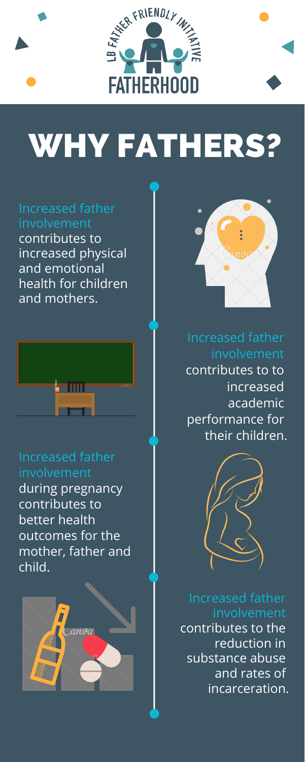LB FATHER FRIENDLY INITIATIVE

FATHERHOOD

# WHY FATHERS?

Increased father involvement contributes to increased physical and emotional health for children and mothers.

Increased father involvement contributes to to increased academic performance for their children.

Increased father involvement during pregnancy contributes to better health outcomes for the mother, father and child.

Increased father involvement contributes to the reduction in substance abuse and rates of incarceration.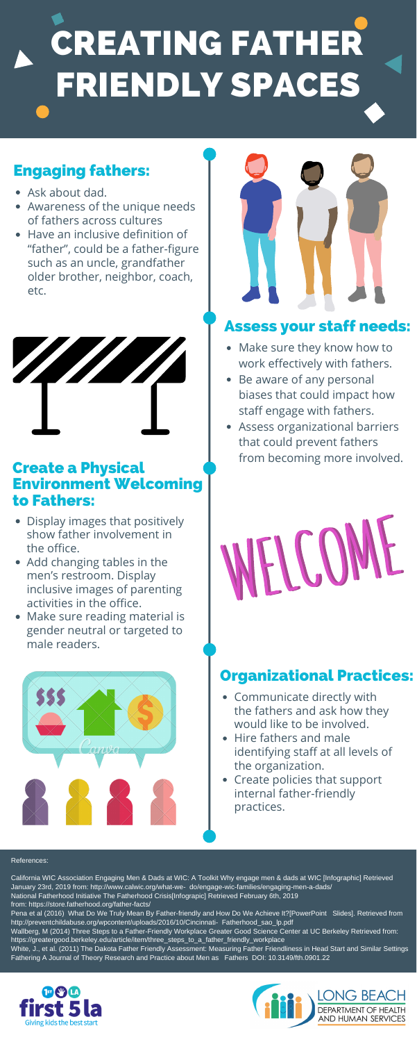# CREATING FATHER FRIENDLY SPACES

## Engaging fathers:

- Ask about dad.
- Awareness of the unique needs of fathers across cultures
- Have an inclusive definition of "father", could be a father-figure such as an uncle, grandfather older brother, neighbor, coach, etc.

## Assess your staff needs:

- Make sure they know how to work effectively with fathers.
- Be aware of any personal biases that could impact how staff engage with fathers.
- Assess organizational barriers that could prevent fathers from becoming more involved.

## Create a Physical Environment Welcoming to Fathers:

- Display images that positively show father involvement in the office.
- Add changing tables in the men's restroom. Display inclusive images of parenting activities in the office.
- Make sure reading material is gender neutral or targeted to male readers.

WELCOME

## Organizational Practices:

- Communicate directly with the fathers and ask how they would like to be involved.
- Hire fathers and male identifying staff at all levels of the organization.
- Create policies that support internal father-friendly practices.

References:

California WIC Association Engaging Men & Dads at WIC: A Toolkit Why engage men & dads at WIC [Infographic] Retrieved January 23rd, 2019 from: http://www.calwic.org/what-we- do/engage-wic-families/engaging-men-a-dads/
National Fatherhood Initiative The Fatherhood Crisis[Infograpic] Retrieved February 6th, 2019 from: https://store.fatherhood.org/father-facts/
Pena et al (2016) What Do We Truly Mean By Father-friendly and How Do We Achieve It?[PowerPoint Slides]. Retrieved from http://preventchildabuse.org/wpcontent/uploads/2016/10/Cincinnati- Fatherhood_sao_lp.pdf
Wallberg, M (2014) Three Steps to a Father-Friendly Workplace Greater Good Science Center at UC Berkeley Retrieved from: https://greatergood.berkeley.edu/article/item/three_steps_to_a_father_friendly_workplace
White, J., et al. (2011) The Dakota Father Friendly Assessment: Measuring Father Friendliness in Head Start and Similar Settings Fathering A Journal of Theory Research and Practice about Men as Fathers DOI: 10.3149/fth.0901.22

first 5 la — Giving kids the best start

LONG BEACH DEPARTMENT OF HEALTH AND HUMAN SERVICES